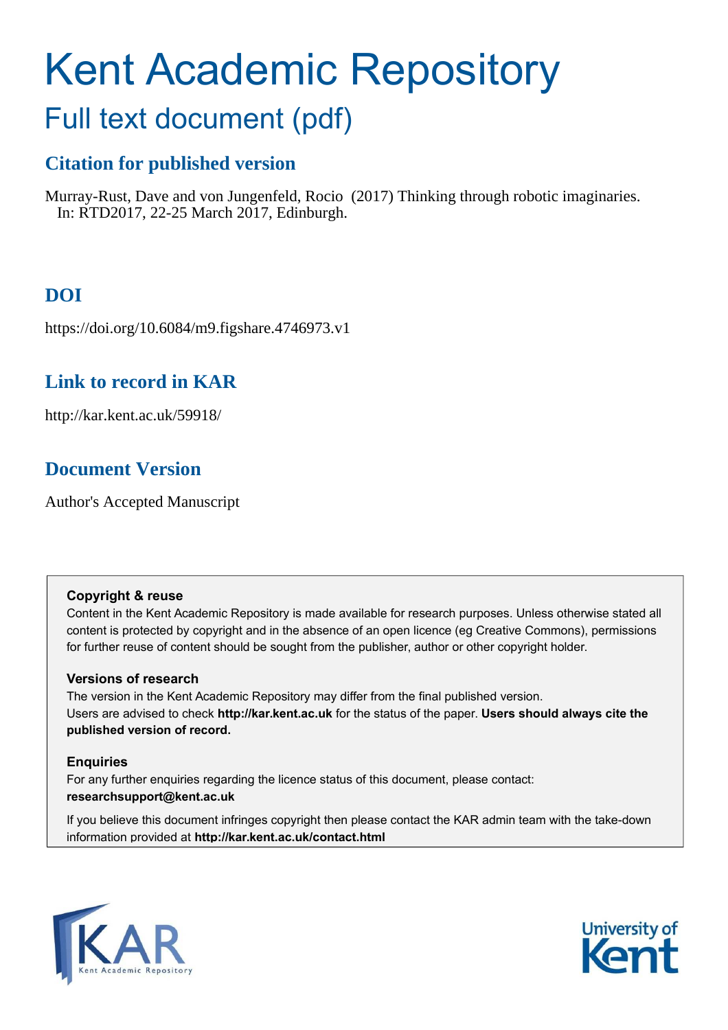# Kent Academic Repository

## Full text document (pdf)

### Citation for published version

Murray-Rust, Dave and von Jungenfeld, Rocio (2017) Thinking through robotic imaginaries. In: RTD2017, 22-25 March 2017, Edinburgh.

### DOI

https://doi.org/10.6084/m9.figshare.4746973.v1

### Link to record in KAR

http://kar.kent.ac.uk/59918/

### Document Version

Author's Accepted Manuscript

**Copyright & reuse**

Content in the Kent Academic Repository is made available for research purposes. Unless otherwise stated all content is protected by copyright and in the absence of an open licence (eg Creative Commons), permissions for further reuse of content should be sought from the publisher, author or other copyright holder.

**Versions of research**

The version in the Kent Academic Repository may differ from the final published version. Users are advised to check **http://kar.kent.ac.uk** for the status of the paper. **Users should always cite the published version of record.**

**Enquiries**

For any further enquiries regarding the licence status of this document, please contact: **researchsupport@kent.ac.uk**

If you believe this document infringes copyright then please contact the KAR admin team with the take-down information provided at **http://kar.kent.ac.uk/contact.html**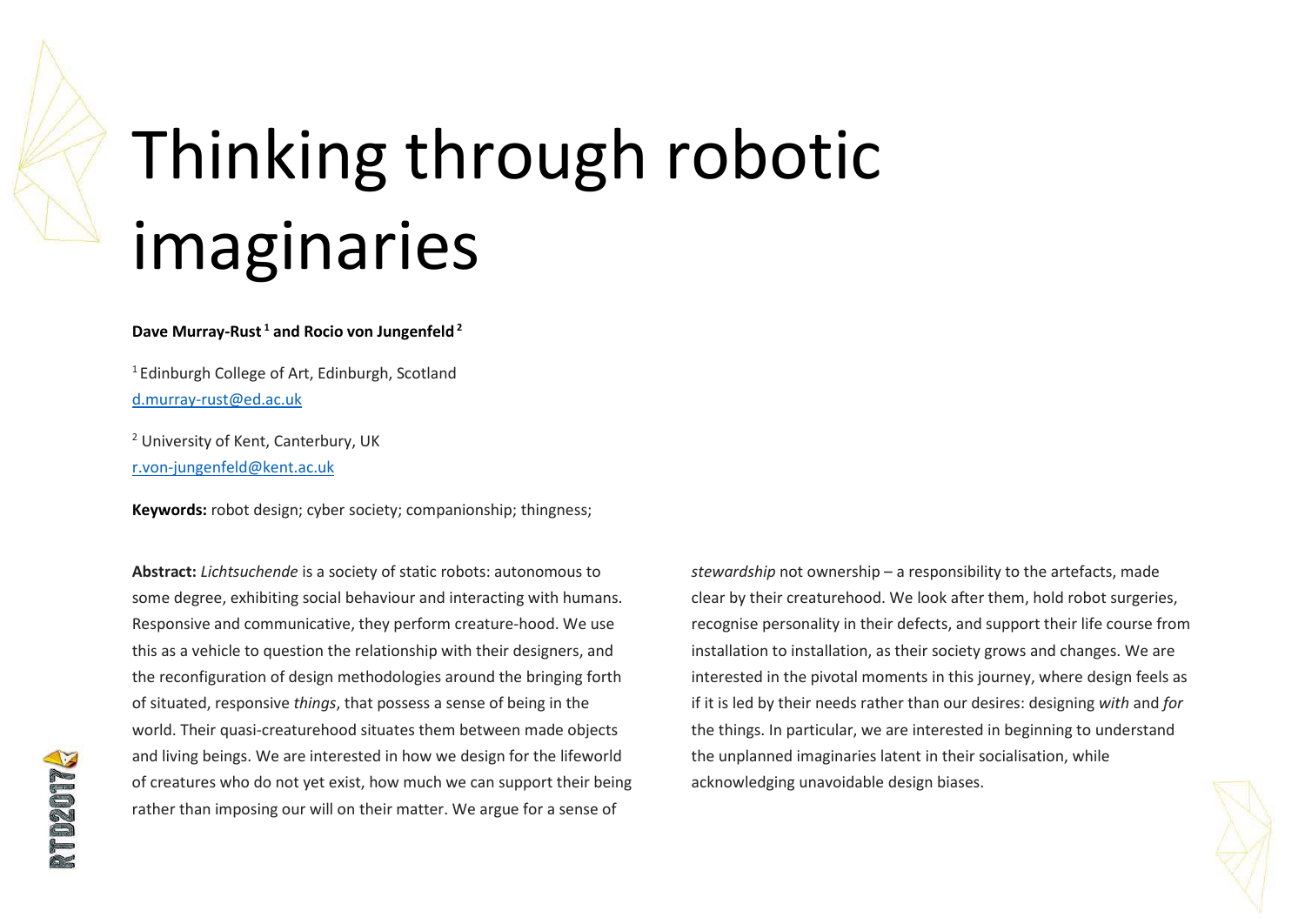# Thinking through robotic imaginaries

**Dave Murray-Rust [1] and Rocio von Jungenfeld [2]**

[1] Edinburgh College of Art, Edinburgh, Scotland
d.murray-rust@ed.ac.uk

[2] University of Kent, Canterbury, UK
r.von-jungenfeld@kent.ac.uk

**Keywords:** robot design; cyber society; companionship; thingness;

**Abstract:** *Lichtsuchende* is a society of static robots: autonomous to some degree, exhibiting social behaviour and interacting with humans. Responsive and communicative, they perform creature-hood. We use this as a vehicle to question the relationship with their designers, and the reconfiguration of design methodologies around the bringing forth of situated, responsive *things*, that possess a sense of being in the world. Their quasi-creaturehood situates them between made objects and living beings. We are interested in how we design for the lifeworld of creatures who do not yet exist, how much we can support their being rather than imposing our will on their matter. We argue for a sense of *stewardship* not ownership – a responsibility to the artefacts, made clear by their creaturehood. We look after them, hold robot surgeries, recognise personality in their defects, and support their life course from installation to installation, as their society grows and changes. We are interested in the pivotal moments in this journey, where design feels as if it is led by their needs rather than our desires: designing *with* and *for* the things. In particular, we are interested in beginning to understand the unplanned imaginaries latent in their socialisation, while acknowledging unavoidable design biases.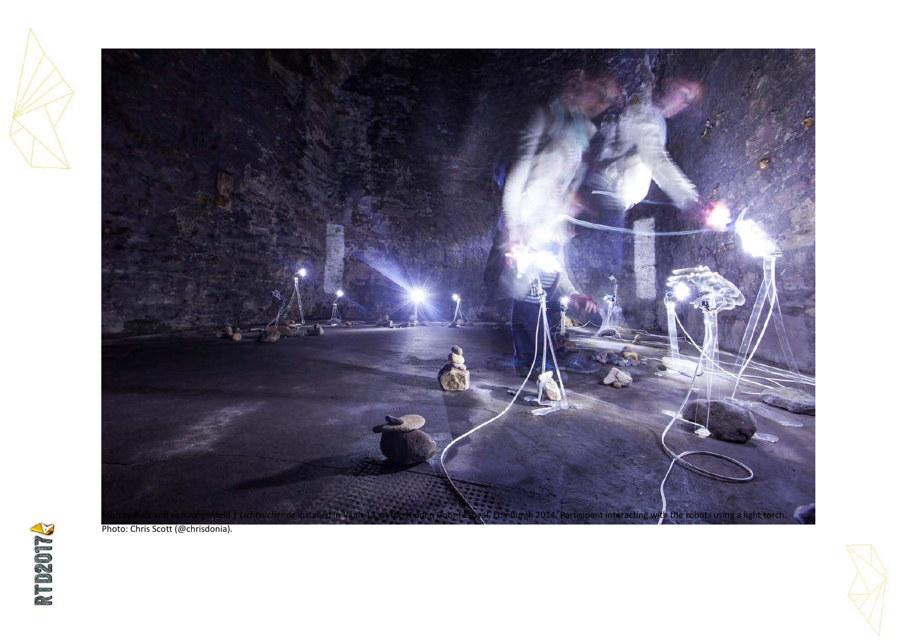Murray-Rust and von Jungenfeld | *Lichtsuchende* installed in Vault 13, at the Hidden Door Festival, Edinburgh 2014. Participant interacting with the robots using a light torch. Photo: Chris Scott (@chrisdonia).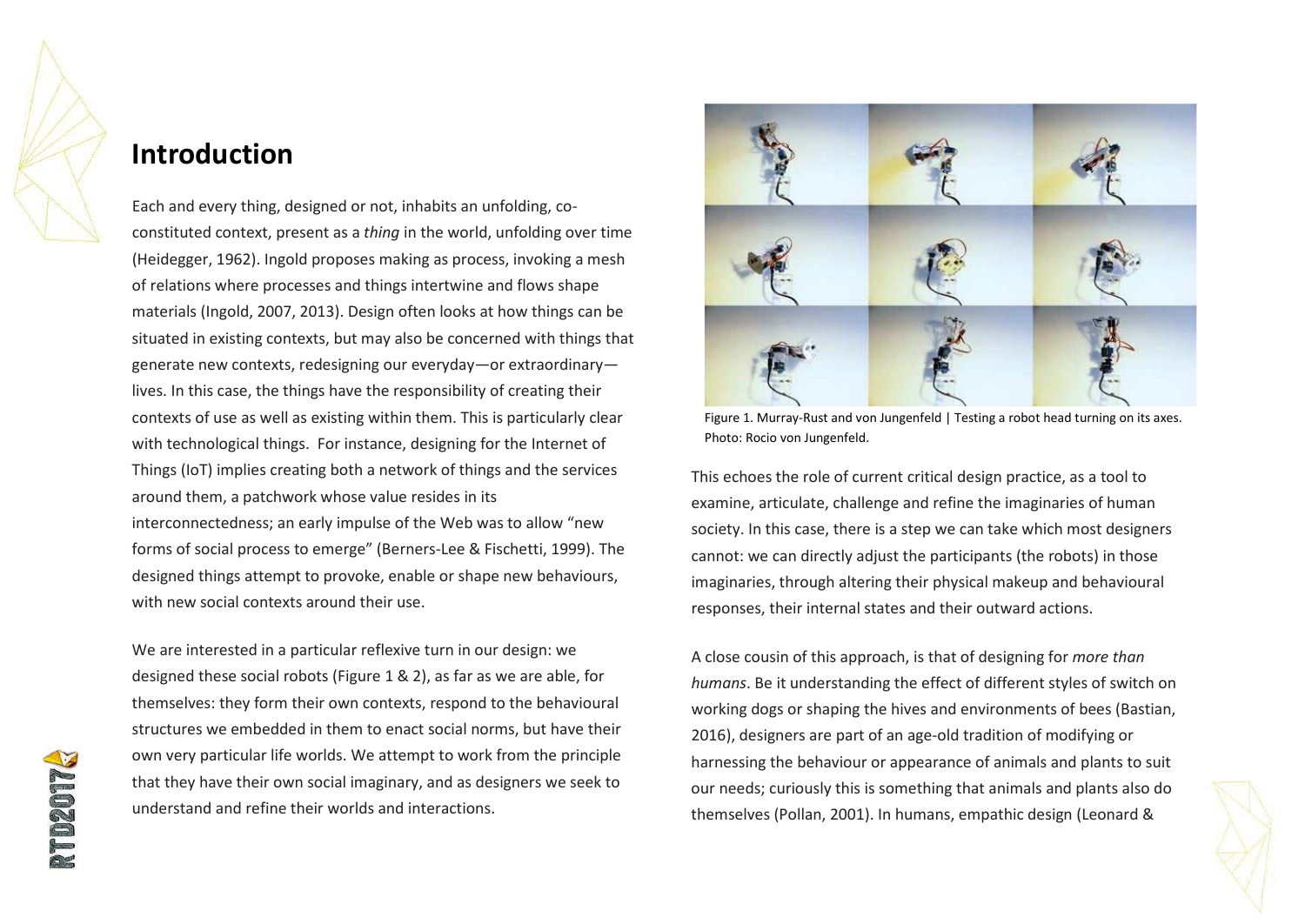## Introduction

Each and every thing, designed or not, inhabits an unfolding, co-constituted context, present as a *thing* in the world, unfolding over time (Heidegger, 1962). Ingold proposes making as process, invoking a mesh of relations where processes and things intertwine and flows shape materials (Ingold, 2007, 2013). Design often looks at how things can be situated in existing contexts, but may also be concerned with things that generate new contexts, redesigning our everyday—or extraordinary—lives. In this case, the things have the responsibility of creating their contexts of use as well as existing within them. This is particularly clear with technological things. For instance, designing for the Internet of Things (IoT) implies creating both a network of things and the services around them, a patchwork whose value resides in its interconnectedness; an early impulse of the Web was to allow "new forms of social process to emerge" (Berners-Lee & Fischetti, 1999). The designed things attempt to provoke, enable or shape new behaviours, with new social contexts around their use.

We are interested in a particular reflexive turn in our design: we designed these social robots (Figure 1 & 2), as far as we are able, for themselves: they form their own contexts, respond to the behavioural structures we embedded in them to enact social norms, but have their own very particular life worlds. We attempt to work from the principle that they have their own social imaginary, and as designers we seek to understand and refine their worlds and interactions.

Figure 1. Murray-Rust and von Jungenfeld | Testing a robot head turning on its axes. Photo: Rocio von Jungenfeld.

This echoes the role of current critical design practice, as a tool to examine, articulate, challenge and refine the imaginaries of human society. In this case, there is a step we can take which most designers cannot: we can directly adjust the participants (the robots) in those imaginaries, through altering their physical makeup and behavioural responses, their internal states and their outward actions.

A close cousin of this approach, is that of designing for *more than humans*. Be it understanding the effect of different styles of switch on working dogs or shaping the hives and environments of bees (Bastian, 2016), designers are part of an age-old tradition of modifying or harnessing the behaviour or appearance of animals and plants to suit our needs; curiously this is something that animals and plants also do themselves (Pollan, 2001). In humans, empathic design (Leonard &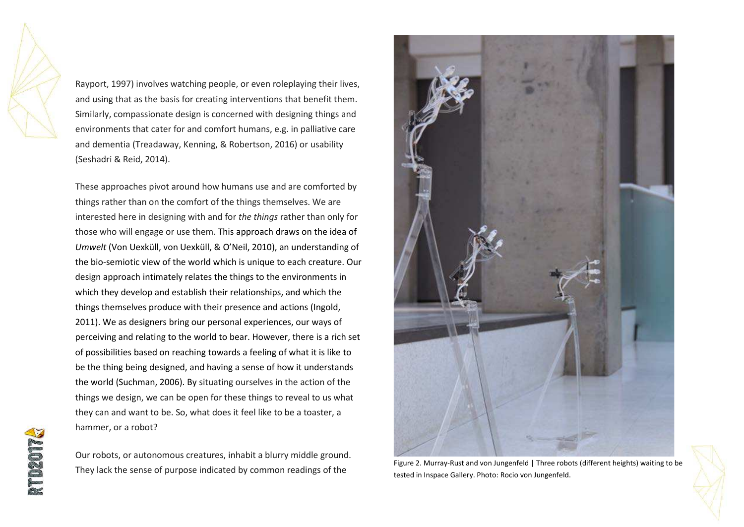Rayport, 1997) involves watching people, or even roleplaying their lives, and using that as the basis for creating interventions that benefit them. Similarly, compassionate design is concerned with designing things and environments that cater for and comfort humans, e.g. in palliative care and dementia (Treadaway, Kenning, & Robertson, 2016) or usability (Seshadri & Reid, 2014).

These approaches pivot around how humans use and are comforted by things rather than on the comfort of the things themselves. We are interested here in designing with and for *the things* rather than only for those who will engage or use them. This approach draws on the idea of *Umwelt* (Von Uexküll, von Uexküll, & O'Neil, 2010), an understanding of the bio-semiotic view of the world which is unique to each creature. Our design approach intimately relates the things to the environments in which they develop and establish their relationships, and which the things themselves produce with their presence and actions (Ingold, 2011). We as designers bring our personal experiences, our ways of perceiving and relating to the world to bear. However, there is a rich set of possibilities based on reaching towards a feeling of what it is like to be the thing being designed, and having a sense of how it understands the world (Suchman, 2006). By situating ourselves in the action of the things we design, we can be open for these things to reveal to us what they can and want to be. So, what does it feel like to be a toaster, a hammer, or a robot?

Our robots, or autonomous creatures, inhabit a blurry middle ground. They lack the sense of purpose indicated by common readings of the

Figure 2. Murray-Rust and von Jungenfeld | Three robots (different heights) waiting to be tested in Inspace Gallery. Photo: Rocio von Jungenfeld.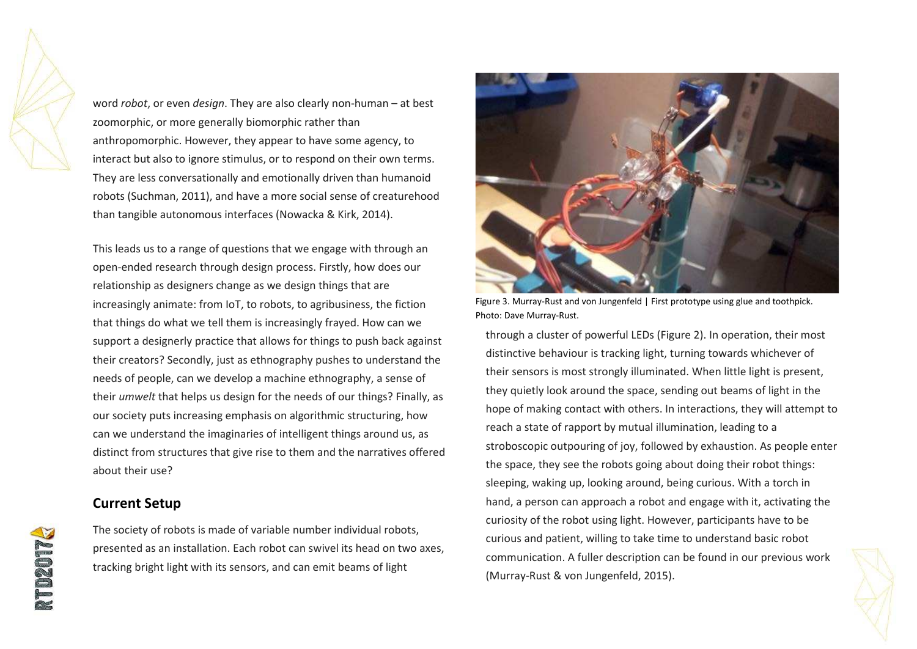word *robot*, or even *design*. They are also clearly non-human – at best zoomorphic, or more generally biomorphic rather than anthropomorphic. However, they appear to have some agency, to interact but also to ignore stimulus, or to respond on their own terms. They are less conversationally and emotionally driven than humanoid robots (Suchman, 2011), and have a more social sense of creaturehood than tangible autonomous interfaces (Nowacka & Kirk, 2014).

This leads us to a range of questions that we engage with through an open-ended research through design process. Firstly, how does our relationship as designers change as we design things that are increasingly animate: from IoT, to robots, to agribusiness, the fiction that things do what we tell them is increasingly frayed. How can we support a designerly practice that allows for things to push back against their creators? Secondly, just as ethnography pushes to understand the needs of people, can we develop a machine ethnography, a sense of their *umwelt* that helps us design for the needs of our things? Finally, as our society puts increasing emphasis on algorithmic structuring, how can we understand the imaginaries of intelligent things around us, as distinct from structures that give rise to them and the narratives offered about their use?

## Current Setup

The society of robots is made of variable number individual robots, presented as an installation. Each robot can swivel its head on two axes, tracking bright light with its sensors, and can emit beams of light through a cluster of powerful LEDs (Figure 2). In operation, their most distinctive behaviour is tracking light, turning towards whichever of their sensors is most strongly illuminated. When little light is present, they quietly look around the space, sending out beams of light in the hope of making contact with others. In interactions, they will attempt to reach a state of rapport by mutual illumination, leading to a stroboscopic outpouring of joy, followed by exhaustion. As people enter the space, they see the robots going about doing their robot things: sleeping, waking up, looking around, being curious. With a torch in hand, a person can approach a robot and engage with it, activating the curiosity of the robot using light. However, participants have to be curious and patient, willing to take time to understand basic robot communication. A fuller description can be found in our previous work (Murray-Rust & von Jungenfeld, 2015).

Figure 3. Murray-Rust and von Jungenfeld | First prototype using glue and toothpick. Photo: Dave Murray-Rust.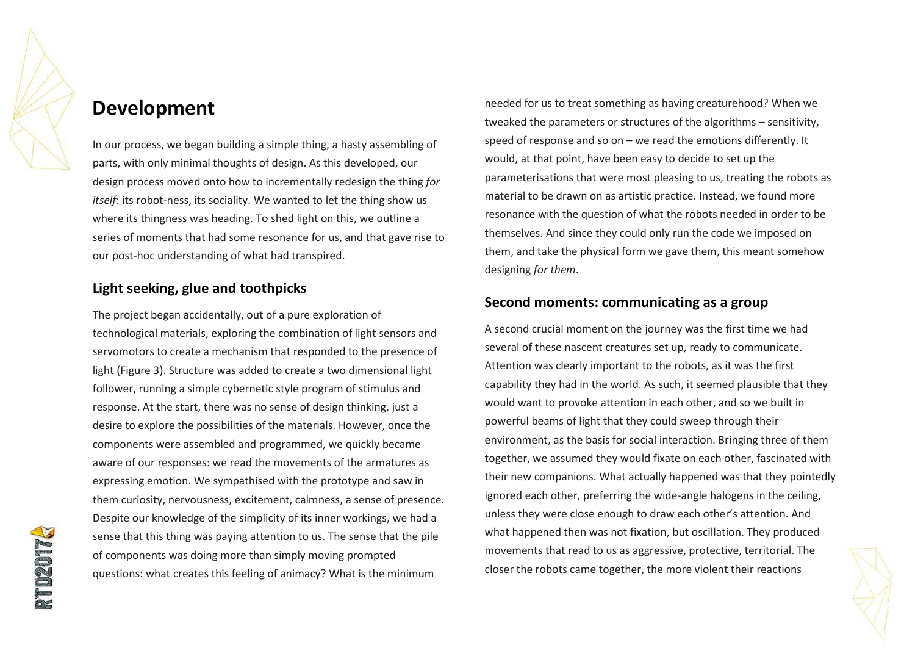## Development

In our process, we began building a simple thing, a hasty assembling of parts, with only minimal thoughts of design. As this developed, our design process moved onto how to incrementally redesign the thing *for itself*: its robot-ness, its sociality. We wanted to let the thing show us where its thingness was heading. To shed light on this, we outline a series of moments that had some resonance for us, and that gave rise to our post-hoc understanding of what had transpired.

### Light seeking, glue and toothpicks

The project began accidentally, out of a pure exploration of technological materials, exploring the combination of light sensors and servomotors to create a mechanism that responded to the presence of light (Figure 3). Structure was added to create a two dimensional light follower, running a simple cybernetic style program of stimulus and response. At the start, there was no sense of design thinking, just a desire to explore the possibilities of the materials. However, once the components were assembled and programmed, we quickly became aware of our responses: we read the movements of the armatures as expressing emotion. We sympathised with the prototype and saw in them curiosity, nervousness, excitement, calmness, a sense of presence. Despite our knowledge of the simplicity of its inner workings, we had a sense that this thing was paying attention to us. The sense that the pile of components was doing more than simply moving prompted questions: what creates this feeling of animacy? What is the minimum needed for us to treat something as having creaturehood? When we tweaked the parameters or structures of the algorithms – sensitivity, speed of response and so on – we read the emotions differently. It would, at that point, have been easy to decide to set up the parameterisations that were most pleasing to us, treating the robots as material to be drawn on as artistic practice. Instead, we found more resonance with the question of what the robots needed in order to be themselves. And since they could only run the code we imposed on them, and take the physical form we gave them, this meant somehow designing *for them*.

### Second moments: communicating as a group

A second crucial moment on the journey was the first time we had several of these nascent creatures set up, ready to communicate. Attention was clearly important to the robots, as it was the first capability they had in the world. As such, it seemed plausible that they would want to provoke attention in each other, and so we built in powerful beams of light that they could sweep through their environment, as the basis for social interaction. Bringing three of them together, we assumed they would fixate on each other, fascinated with their new companions. What actually happened was that they pointedly ignored each other, preferring the wide-angle halogens in the ceiling, unless they were close enough to draw each other's attention. And what happened then was not fixation, but oscillation. They produced movements that read to us as aggressive, protective, territorial. The closer the robots came together, the more violent their reactions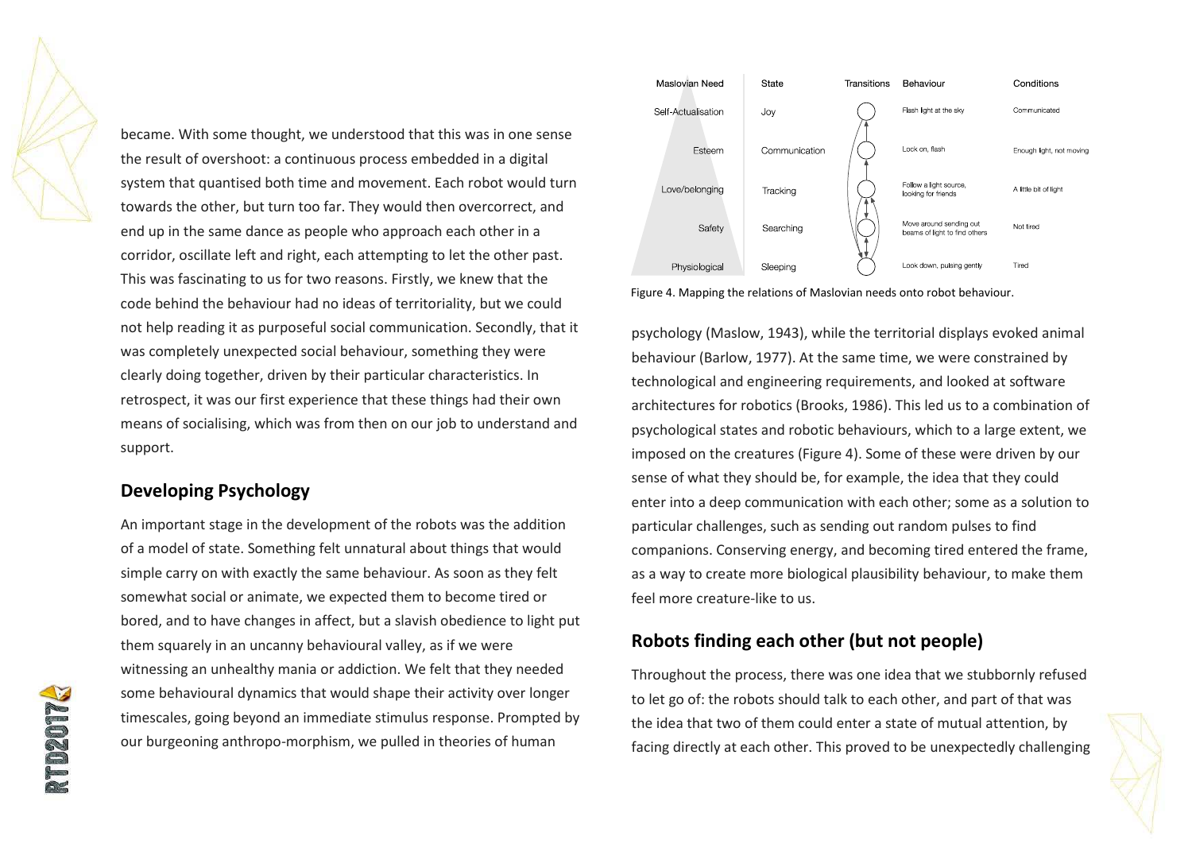became. With some thought, we understood that this was in one sense the result of overshoot: a continuous process embedded in a digital system that quantised both time and movement. Each robot would turn towards the other, but turn too far. They would then overcorrect, and end up in the same dance as people who approach each other in a corridor, oscillate left and right, each attempting to let the other past. This was fascinating to us for two reasons. Firstly, we knew that the code behind the behaviour had no ideas of territoriality, but we could not help reading it as purposeful social communication. Secondly, that it was completely unexpected social behaviour, something they were clearly doing together, driven by their particular characteristics. In retrospect, it was our first experience that these things had their own means of socialising, which was from then on our job to understand and support.

## Developing Psychology

An important stage in the development of the robots was the addition of a model of state. Something felt unnatural about things that would simple carry on with exactly the same behaviour. As soon as they felt somewhat social or animate, we expected them to become tired or bored, and to have changes in affect, but a slavish obedience to light put them squarely in an uncanny behavioural valley, as if we were witnessing an unhealthy mania or addiction. We felt that they needed some behavioural dynamics that would shape their activity over longer timescales, going beyond an immediate stimulus response. Prompted by our burgeoning anthropo-morphism, we pulled in theories of human

| Maslovian Need | State | Transitions | Behaviour | Conditions |
| --- | --- | --- | --- | --- |
| Self-Actualisation | Joy | | Flash light at the sky | Communicated |
| Esteem | Communication | | Lock on, flash | Enough light, not moving |
| Love/belonging | Tracking | | Follow a light source, looking for friends | A little bit of light |
| Safety | Searching | | Move around sending out beams of light to find others | Not tired |
| Physiological | Sleeping | | Look down, pulsing gently | Tired |

Figure 4. Mapping the relations of Maslovian needs onto robot behaviour.

psychology (Maslow, 1943), while the territorial displays evoked animal behaviour (Barlow, 1977). At the same time, we were constrained by technological and engineering requirements, and looked at software architectures for robotics (Brooks, 1986). This led us to a combination of psychological states and robotic behaviours, which to a large extent, we imposed on the creatures (Figure 4). Some of these were driven by our sense of what they should be, for example, the idea that they could enter into a deep communication with each other; some as a solution to particular challenges, such as sending out random pulses to find companions. Conserving energy, and becoming tired entered the frame, as a way to create more biological plausibility behaviour, to make them feel more creature-like to us.

## Robots finding each other (but not people)

Throughout the process, there was one idea that we stubbornly refused to let go of: the robots should talk to each other, and part of that was the idea that two of them could enter a state of mutual attention, by facing directly at each other. This proved to be unexpectedly challenging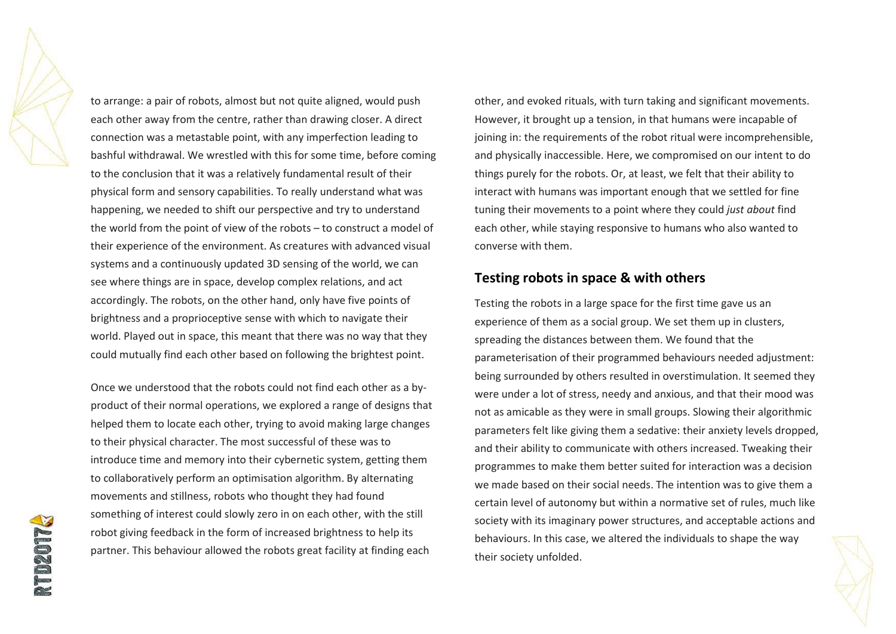to arrange: a pair of robots, almost but not quite aligned, would push each other away from the centre, rather than drawing closer. A direct connection was a metastable point, with any imperfection leading to bashful withdrawal. We wrestled with this for some time, before coming to the conclusion that it was a relatively fundamental result of their physical form and sensory capabilities. To really understand what was happening, we needed to shift our perspective and try to understand the world from the point of view of the robots – to construct a model of their experience of the environment. As creatures with advanced visual systems and a continuously updated 3D sensing of the world, we can see where things are in space, develop complex relations, and act accordingly. The robots, on the other hand, only have five points of brightness and a proprioceptive sense with which to navigate their world. Played out in space, this meant that there was no way that they could mutually find each other based on following the brightest point.

Once we understood that the robots could not find each other as a by-product of their normal operations, we explored a range of designs that helped them to locate each other, trying to avoid making large changes to their physical character. The most successful of these was to introduce time and memory into their cybernetic system, getting them to collaboratively perform an optimisation algorithm. By alternating movements and stillness, robots who thought they had found something of interest could slowly zero in on each other, with the still robot giving feedback in the form of increased brightness to help its partner. This behaviour allowed the robots great facility at finding each other, and evoked rituals, with turn taking and significant movements. However, it brought up a tension, in that humans were incapable of joining in: the requirements of the robot ritual were incomprehensible, and physically inaccessible. Here, we compromised on our intent to do things purely for the robots. Or, at least, we felt that their ability to interact with humans was important enough that we settled for fine tuning their movements to a point where they could *just about* find each other, while staying responsive to humans who also wanted to converse with them.

## Testing robots in space & with others

Testing the robots in a large space for the first time gave us an experience of them as a social group. We set them up in clusters, spreading the distances between them. We found that the parameterisation of their programmed behaviours needed adjustment: being surrounded by others resulted in overstimulation. It seemed they were under a lot of stress, needy and anxious, and that their mood was not as amicable as they were in small groups. Slowing their algorithmic parameters felt like giving them a sedative: their anxiety levels dropped, and their ability to communicate with others increased. Tweaking their programmes to make them better suited for interaction was a decision we made based on their social needs. The intention was to give them a certain level of autonomy but within a normative set of rules, much like society with its imaginary power structures, and acceptable actions and behaviours. In this case, we altered the individuals to shape the way their society unfolded.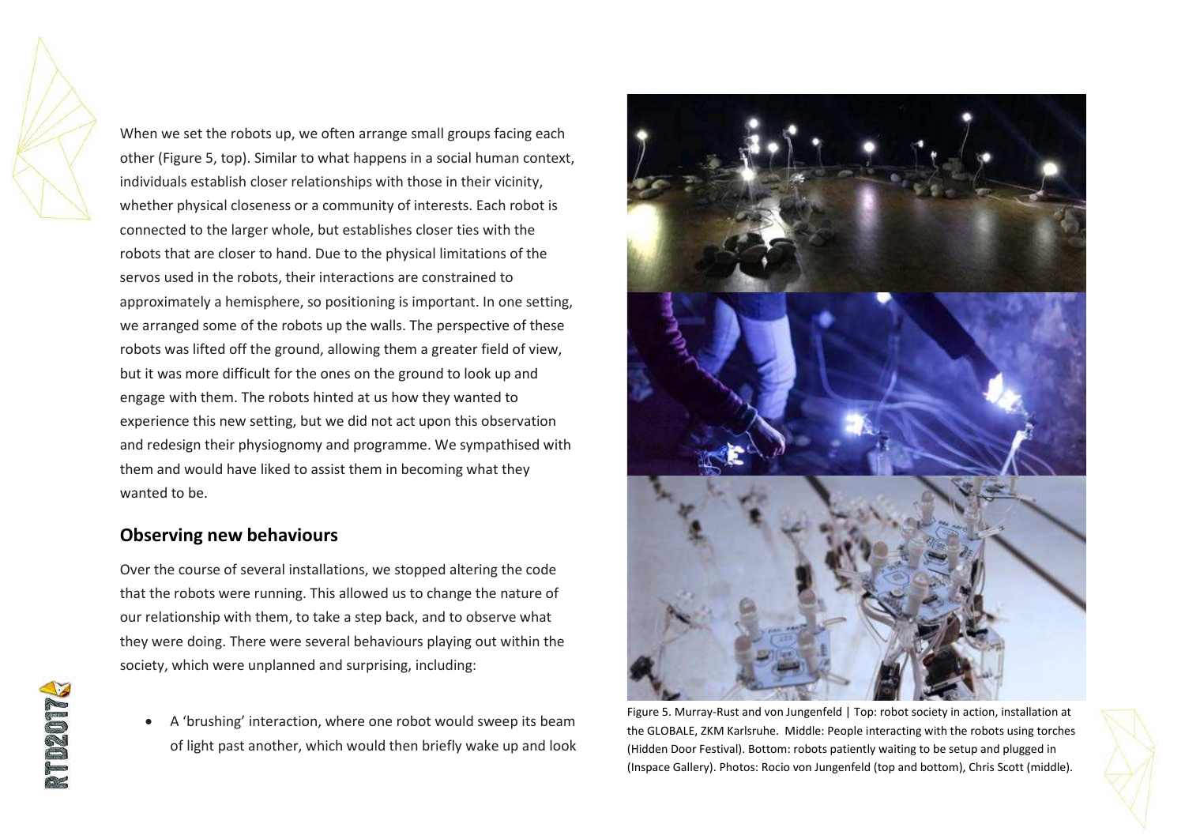When we set the robots up, we often arrange small groups facing each other (Figure 5, top). Similar to what happens in a social human context, individuals establish closer relationships with those in their vicinity, whether physical closeness or a community of interests. Each robot is connected to the larger whole, but establishes closer ties with the robots that are closer to hand. Due to the physical limitations of the servos used in the robots, their interactions are constrained to approximately a hemisphere, so positioning is important. In one setting, we arranged some of the robots up the walls. The perspective of these robots was lifted off the ground, allowing them a greater field of view, but it was more difficult for the ones on the ground to look up and engage with them. The robots hinted at us how they wanted to experience this new setting, but we did not act upon this observation and redesign their physiognomy and programme. We sympathised with them and would have liked to assist them in becoming what they wanted to be.

## Observing new behaviours

Over the course of several installations, we stopped altering the code that the robots were running. This allowed us to change the nature of our relationship with them, to take a step back, and to observe what they were doing. There were several behaviours playing out within the society, which were unplanned and surprising, including:

- A 'brushing' interaction, where one robot would sweep its beam of light past another, which would then briefly wake up and look

Figure 5. Murray-Rust and von Jungenfeld | Top: robot society in action, installation at the GLOBALE, ZKM Karlsruhe. Middle: People interacting with the robots using torches (Hidden Door Festival). Bottom: robots patiently waiting to be setup and plugged in (Inspace Gallery). Photos: Rocio von Jungenfeld (top and bottom), Chris Scott (middle).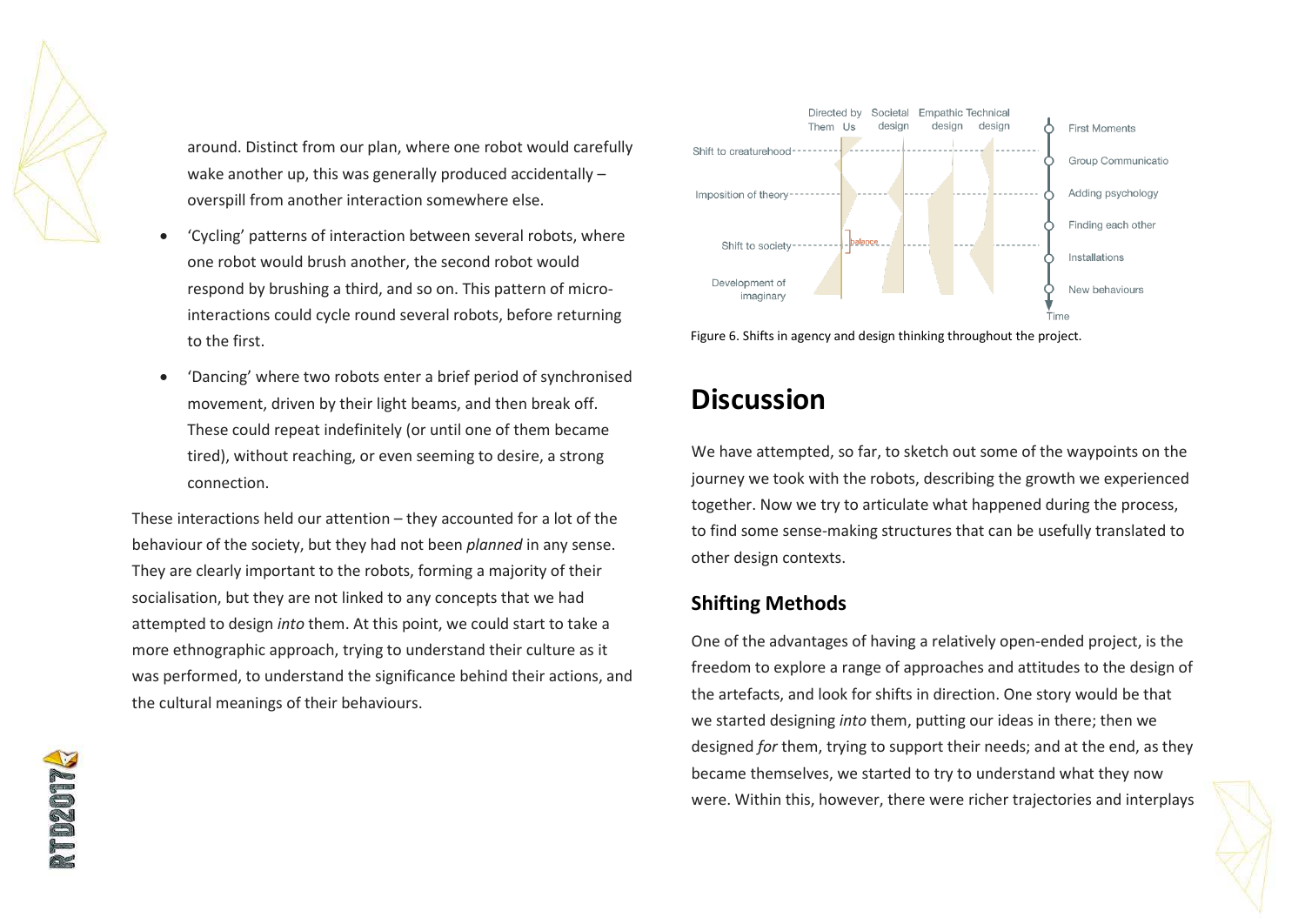around. Distinct from our plan, where one robot would carefully wake another up, this was generally produced accidentally – overspill from another interaction somewhere else.

- 'Cycling' patterns of interaction between several robots, where one robot would brush another, the second robot would respond by brushing a third, and so on. This pattern of micro-interactions could cycle round several robots, before returning to the first.
- 'Dancing' where two robots enter a brief period of synchronised movement, driven by their light beams, and then break off. These could repeat indefinitely (or until one of them became tired), without reaching, or even seeming to desire, a strong connection.

These interactions held our attention – they accounted for a lot of the behaviour of the society, but they had not been *planned* in any sense. They are clearly important to the robots, forming a majority of their socialisation, but they are not linked to any concepts that we had attempted to design *into* them. At this point, we could start to take a more ethnographic approach, trying to understand their culture as it was performed, to understand the significance behind their actions, and the cultural meanings of their behaviours.

Figure 6. Shifts in agency and design thinking throughout the project.

# Discussion

We have attempted, so far, to sketch out some of the waypoints on the journey we took with the robots, describing the growth we experienced together. Now we try to articulate what happened during the process, to find some sense-making structures that can be usefully translated to other design contexts.

## Shifting Methods

One of the advantages of having a relatively open-ended project, is the freedom to explore a range of approaches and attitudes to the design of the artefacts, and look for shifts in direction. One story would be that we started designing *into* them, putting our ideas in there; then we designed *for* them, trying to support their needs; and at the end, as they became themselves, we started to try to understand what they now were. Within this, however, there were richer trajectories and interplays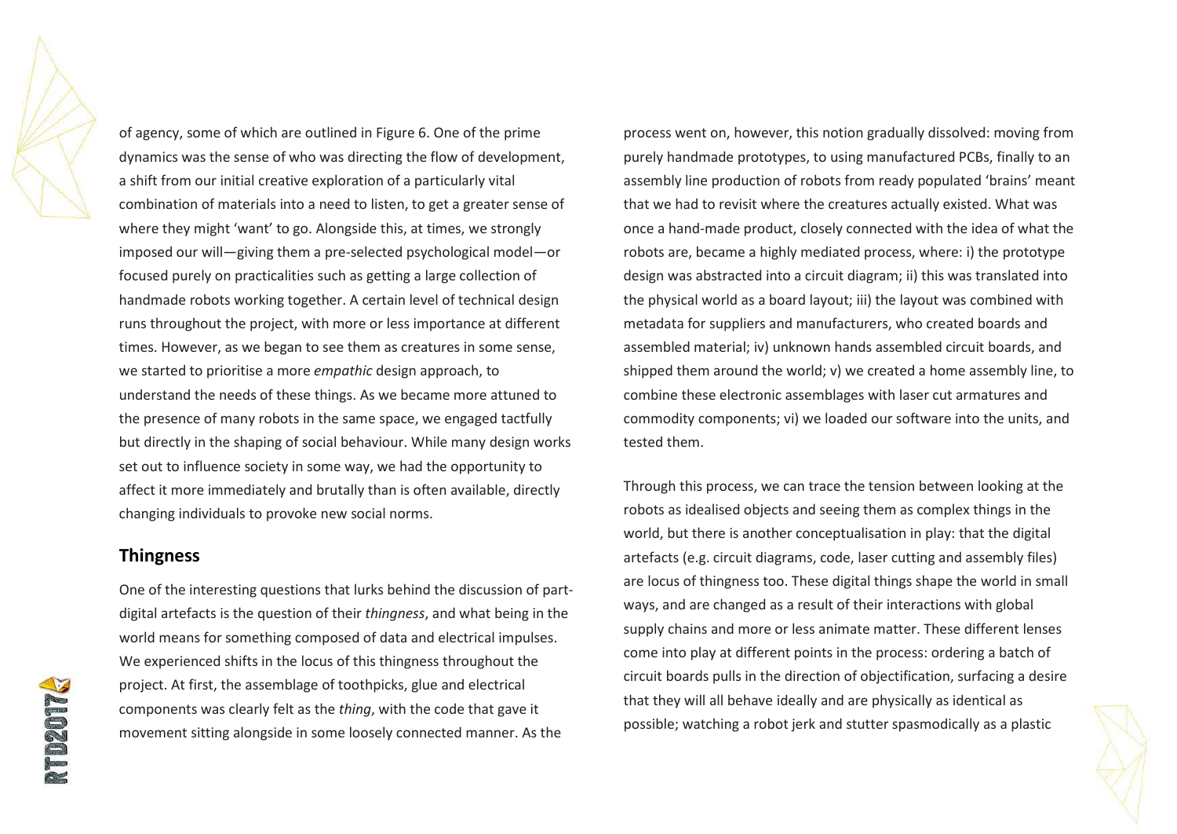of agency, some of which are outlined in Figure 6. One of the prime dynamics was the sense of who was directing the flow of development, a shift from our initial creative exploration of a particularly vital combination of materials into a need to listen, to get a greater sense of where they might 'want' to go. Alongside this, at times, we strongly imposed our will—giving them a pre-selected psychological model—or focused purely on practicalities such as getting a large collection of handmade robots working together. A certain level of technical design runs throughout the project, with more or less importance at different times. However, as we began to see them as creatures in some sense, we started to prioritise a more *empathic* design approach, to understand the needs of these things. As we became more attuned to the presence of many robots in the same space, we engaged tactfully but directly in the shaping of social behaviour. While many design works set out to influence society in some way, we had the opportunity to affect it more immediately and brutally than is often available, directly changing individuals to provoke new social norms.

## Thingness

One of the interesting questions that lurks behind the discussion of part-digital artefacts is the question of their *thingness*, and what being in the world means for something composed of data and electrical impulses. We experienced shifts in the locus of this thingness throughout the project. At first, the assemblage of toothpicks, glue and electrical components was clearly felt as the *thing*, with the code that gave it movement sitting alongside in some loosely connected manner. As the process went on, however, this notion gradually dissolved: moving from purely handmade prototypes, to using manufactured PCBs, finally to an assembly line production of robots from ready populated 'brains' meant that we had to revisit where the creatures actually existed. What was once a hand-made product, closely connected with the idea of what the robots are, became a highly mediated process, where: i) the prototype design was abstracted into a circuit diagram; ii) this was translated into the physical world as a board layout; iii) the layout was combined with metadata for suppliers and manufacturers, who created boards and assembled material; iv) unknown hands assembled circuit boards, and shipped them around the world; v) we created a home assembly line, to combine these electronic assemblages with laser cut armatures and commodity components; vi) we loaded our software into the units, and tested them.

Through this process, we can trace the tension between looking at the robots as idealised objects and seeing them as complex things in the world, but there is another conceptualisation in play: that the digital artefacts (e.g. circuit diagrams, code, laser cutting and assembly files) are locus of thingness too. These digital things shape the world in small ways, and are changed as a result of their interactions with global supply chains and more or less animate matter. These different lenses come into play at different points in the process: ordering a batch of circuit boards pulls in the direction of objectification, surfacing a desire that they will all behave ideally and are physically as identical as possible; watching a robot jerk and stutter spasmodically as a plastic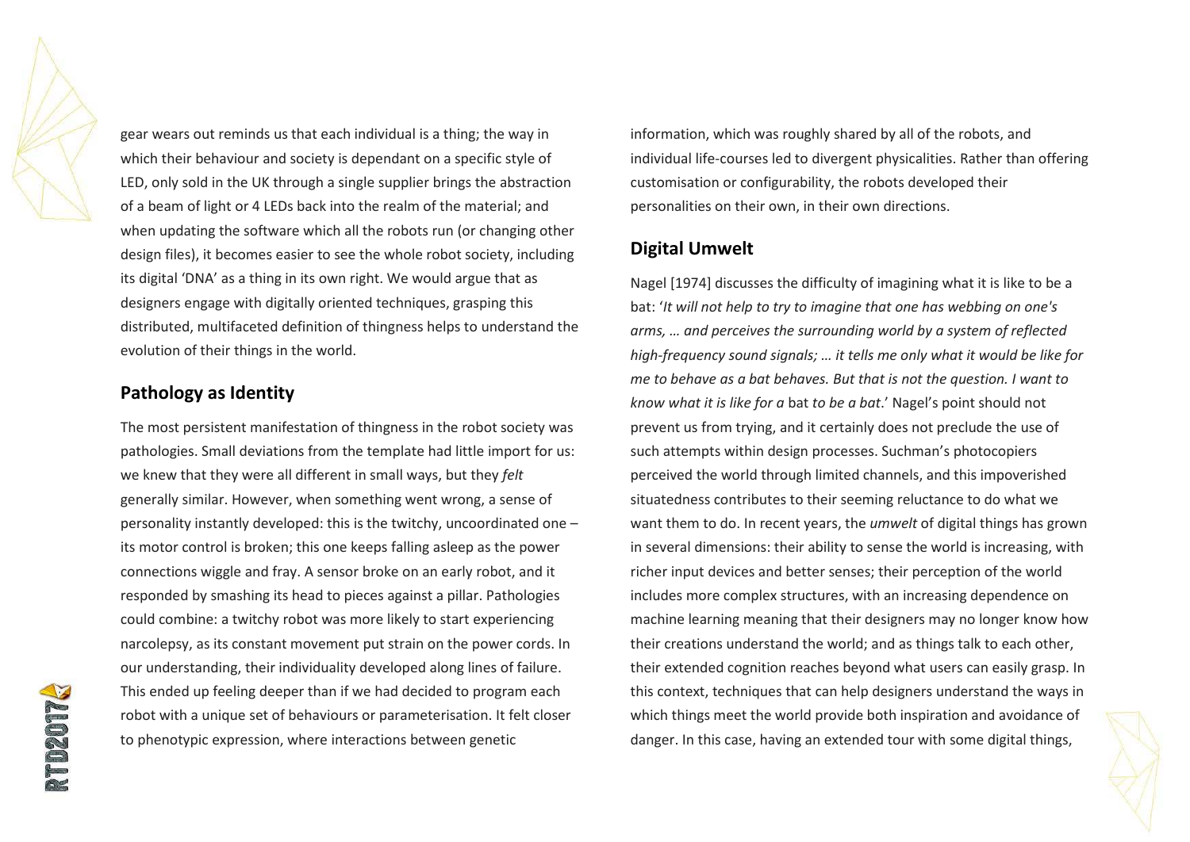gear wears out reminds us that each individual is a thing; the way in which their behaviour and society is dependant on a specific style of LED, only sold in the UK through a single supplier brings the abstraction of a beam of light or 4 LEDs back into the realm of the material; and when updating the software which all the robots run (or changing other design files), it becomes easier to see the whole robot society, including its digital 'DNA' as a thing in its own right. We would argue that as designers engage with digitally oriented techniques, grasping this distributed, multifaceted definition of thingness helps to understand the evolution of their things in the world.

## Pathology as Identity

The most persistent manifestation of thingness in the robot society was pathologies. Small deviations from the template had little import for us: we knew that they were all different in small ways, but they *felt* generally similar. However, when something went wrong, a sense of personality instantly developed: this is the twitchy, uncoordinated one – its motor control is broken; this one keeps falling asleep as the power connections wiggle and fray. A sensor broke on an early robot, and it responded by smashing its head to pieces against a pillar. Pathologies could combine: a twitchy robot was more likely to start experiencing narcolepsy, as its constant movement put strain on the power cords. In our understanding, their individuality developed along lines of failure. This ended up feeling deeper than if we had decided to program each robot with a unique set of behaviours or parameterisation. It felt closer to phenotypic expression, where interactions between genetic information, which was roughly shared by all of the robots, and individual life-courses led to divergent physicalities. Rather than offering customisation or configurability, the robots developed their personalities on their own, in their own directions.

## Digital Umwelt

Nagel [1974] discusses the difficulty of imagining what it is like to be a bat: '*It will not help to try to imagine that one has webbing on one's arms, … and perceives the surrounding world by a system of reflected high-frequency sound signals; … it tells me only what it would be like for me to behave as a bat behaves. But that is not the question. I want to know what it is like for a* bat *to be a bat*.' Nagel's point should not prevent us from trying, and it certainly does not preclude the use of such attempts within design processes. Suchman's photocopiers perceived the world through limited channels, and this impoverished situatedness contributes to their seeming reluctance to do what we want them to do. In recent years, the *umwelt* of digital things has grown in several dimensions: their ability to sense the world is increasing, with richer input devices and better senses; their perception of the world includes more complex structures, with an increasing dependence on machine learning meaning that their designers may no longer know how their creations understand the world; and as things talk to each other, their extended cognition reaches beyond what users can easily grasp. In this context, techniques that can help designers understand the ways in which things meet the world provide both inspiration and avoidance of danger. In this case, having an extended tour with some digital things,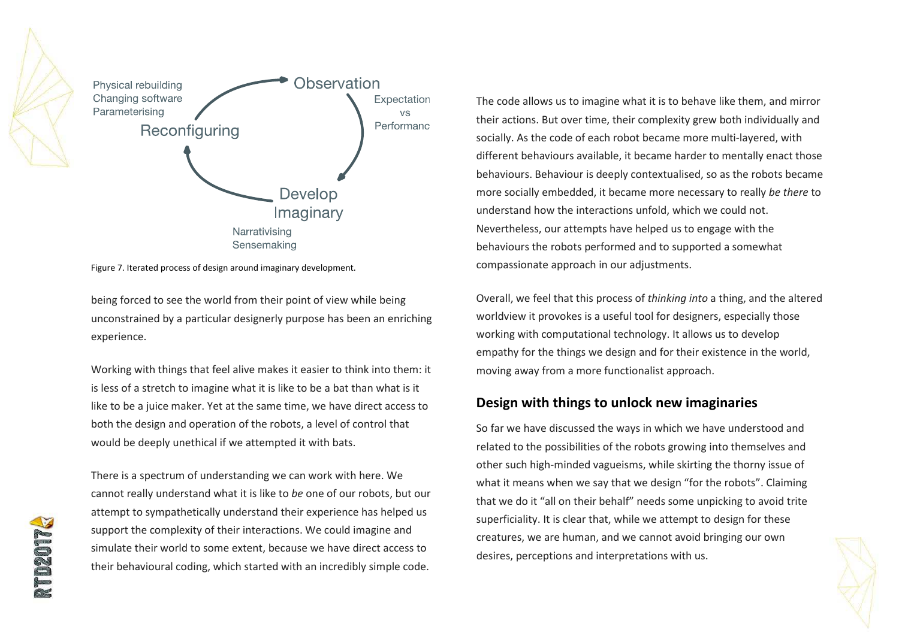Figure 7. Iterated process of design around imaginary development.

being forced to see the world from their point of view while being unconstrained by a particular designerly purpose has been an enriching experience.

Working with things that feel alive makes it easier to think into them: it is less of a stretch to imagine what it is like to be a bat than what is it like to be a juice maker. Yet at the same time, we have direct access to both the design and operation of the robots, a level of control that would be deeply unethical if we attempted it with bats.

There is a spectrum of understanding we can work with here. We cannot really understand what it is like to *be* one of our robots, but our attempt to sympathetically understand their experience has helped us support the complexity of their interactions. We could imagine and simulate their world to some extent, because we have direct access to their behavioural coding, which started with an incredibly simple code. The code allows us to imagine what it is to behave like them, and mirror their actions. But over time, their complexity grew both individually and socially. As the code of each robot became more multi-layered, with different behaviours available, it became harder to mentally enact those behaviours. Behaviour is deeply contextualised, so as the robots became more socially embedded, it became more necessary to really *be there* to understand how the interactions unfold, which we could not. Nevertheless, our attempts have helped us to engage with the behaviours the robots performed and to supported a somewhat compassionate approach in our adjustments.

Overall, we feel that this process of *thinking into* a thing, and the altered worldview it provokes is a useful tool for designers, especially those working with computational technology. It allows us to develop empathy for the things we design and for their existence in the world, moving away from a more functionalist approach.

## Design with things to unlock new imaginaries

So far we have discussed the ways in which we have understood and related to the possibilities of the robots growing into themselves and other such high-minded vagueisms, while skirting the thorny issue of what it means when we say that we design "for the robots". Claiming that we do it "all on their behalf" needs some unpicking to avoid trite superficiality. It is clear that, while we attempt to design for these creatures, we are human, and we cannot avoid bringing our own desires, perceptions and interpretations with us.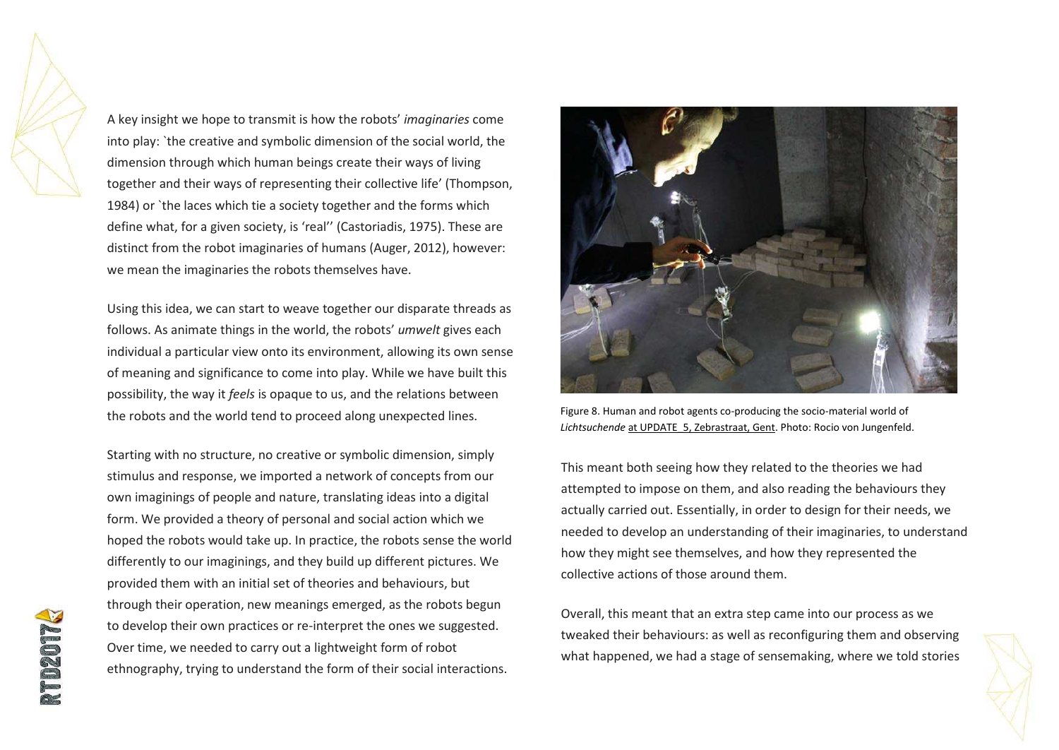A key insight we hope to transmit is how the robots' *imaginaries* come into play: `the creative and symbolic dimension of the social world, the dimension through which human beings create their ways of living together and their ways of representing their collective life' (Thompson, 1984) or `the laces which tie a society together and the forms which define what, for a given society, is 'real'' (Castoriadis, 1975). These are distinct from the robot imaginaries of humans (Auger, 2012), however: we mean the imaginaries the robots themselves have.

Using this idea, we can start to weave together our disparate threads as follows. As animate things in the world, the robots' *umwelt* gives each individual a particular view onto its environment, allowing its own sense of meaning and significance to come into play. While we have built this possibility, the way it *feels* is opaque to us, and the relations between the robots and the world tend to proceed along unexpected lines.

Starting with no structure, no creative or symbolic dimension, simply stimulus and response, we imported a network of concepts from our own imaginings of people and nature, translating ideas into a digital form. We provided a theory of personal and social action which we hoped the robots would take up. In practice, the robots sense the world differently to our imaginings, and they build up different pictures. We provided them with an initial set of theories and behaviours, but through their operation, new meanings emerged, as the robots begun to develop their own practices or re-interpret the ones we suggested. Over time, we needed to carry out a lightweight form of robot ethnography, trying to understand the form of their social interactions.

Figure 8. Human and robot agents co-producing the socio-material world of *Lichtsuchende* at UPDATE_5, Zebrastraat, Gent. Photo: Rocio von Jungenfeld.

This meant both seeing how they related to the theories we had attempted to impose on them, and also reading the behaviours they actually carried out. Essentially, in order to design for their needs, we needed to develop an understanding of their imaginaries, to understand how they might see themselves, and how they represented the collective actions of those around them.

Overall, this meant that an extra step came into our process as we tweaked their behaviours: as well as reconfiguring them and observing what happened, we had a stage of sensemaking, where we told stories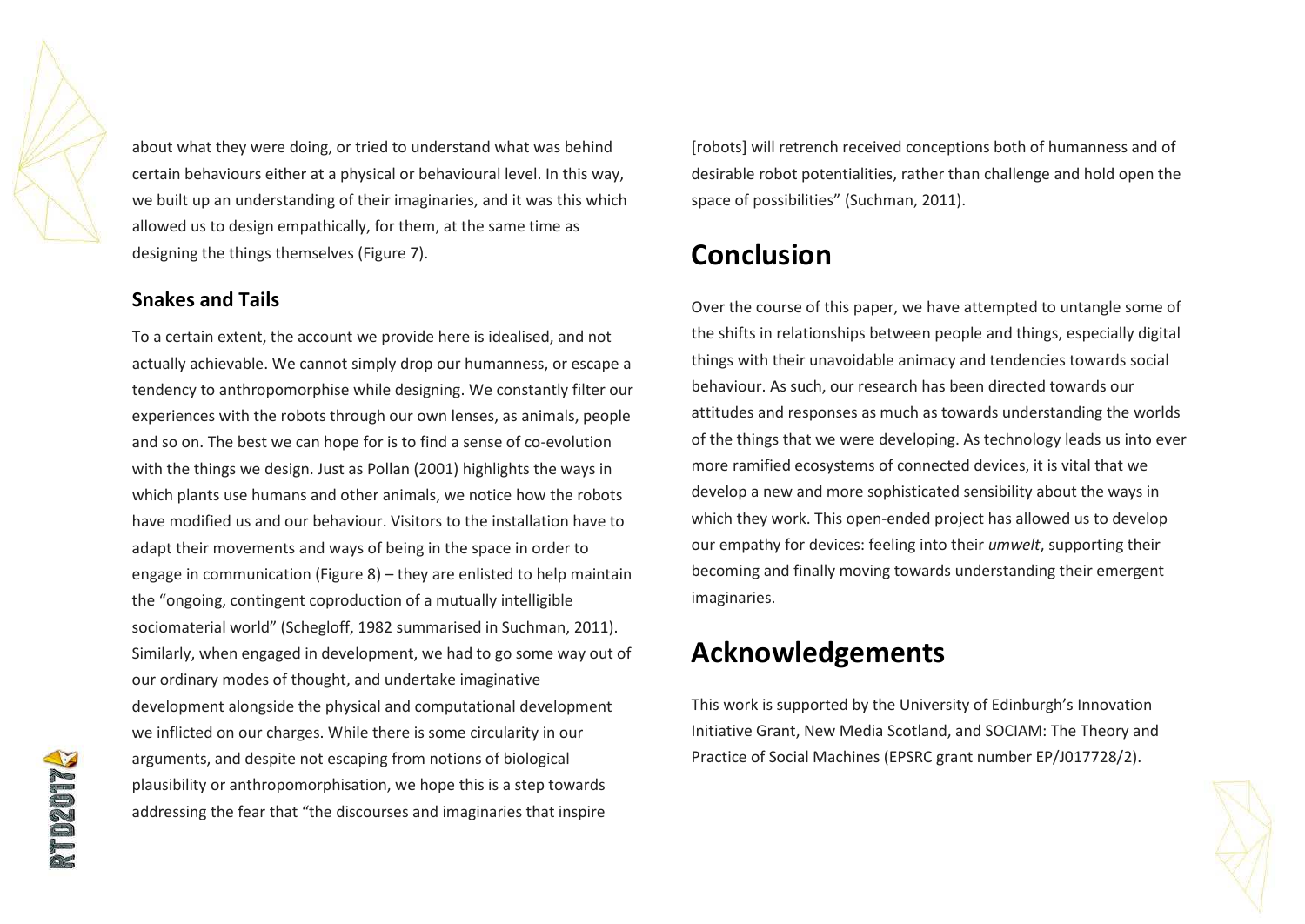about what they were doing, or tried to understand what was behind certain behaviours either at a physical or behavioural level. In this way, we built up an understanding of their imaginaries, and it was this which allowed us to design empathically, for them, at the same time as designing the things themselves (Figure 7).

### Snakes and Tails

To a certain extent, the account we provide here is idealised, and not actually achievable. We cannot simply drop our humanness, or escape a tendency to anthropomorphise while designing. We constantly filter our experiences with the robots through our own lenses, as animals, people and so on. The best we can hope for is to find a sense of co-evolution with the things we design. Just as Pollan (2001) highlights the ways in which plants use humans and other animals, we notice how the robots have modified us and our behaviour. Visitors to the installation have to adapt their movements and ways of being in the space in order to engage in communication (Figure 8) – they are enlisted to help maintain the "ongoing, contingent coproduction of a mutually intelligible sociomaterial world" (Schegloff, 1982 summarised in Suchman, 2011). Similarly, when engaged in development, we had to go some way out of our ordinary modes of thought, and undertake imaginative development alongside the physical and computational development we inflicted on our charges. While there is some circularity in our arguments, and despite not escaping from notions of biological plausibility or anthropomorphisation, we hope this is a step towards addressing the fear that "the discourses and imaginaries that inspire [robots] will retrench received conceptions both of humanness and of desirable robot potentialities, rather than challenge and hold open the space of possibilities" (Suchman, 2011).

## Conclusion

Over the course of this paper, we have attempted to untangle some of the shifts in relationships between people and things, especially digital things with their unavoidable animacy and tendencies towards social behaviour. As such, our research has been directed towards our attitudes and responses as much as towards understanding the worlds of the things that we were developing. As technology leads us into ever more ramified ecosystems of connected devices, it is vital that we develop a new and more sophisticated sensibility about the ways in which they work. This open-ended project has allowed us to develop our empathy for devices: feeling into their *umwelt*, supporting their becoming and finally moving towards understanding their emergent imaginaries.

## Acknowledgements

This work is supported by the University of Edinburgh's Innovation Initiative Grant, New Media Scotland, and SOCIAM: The Theory and Practice of Social Machines (EPSRC grant number EP/J017728/2).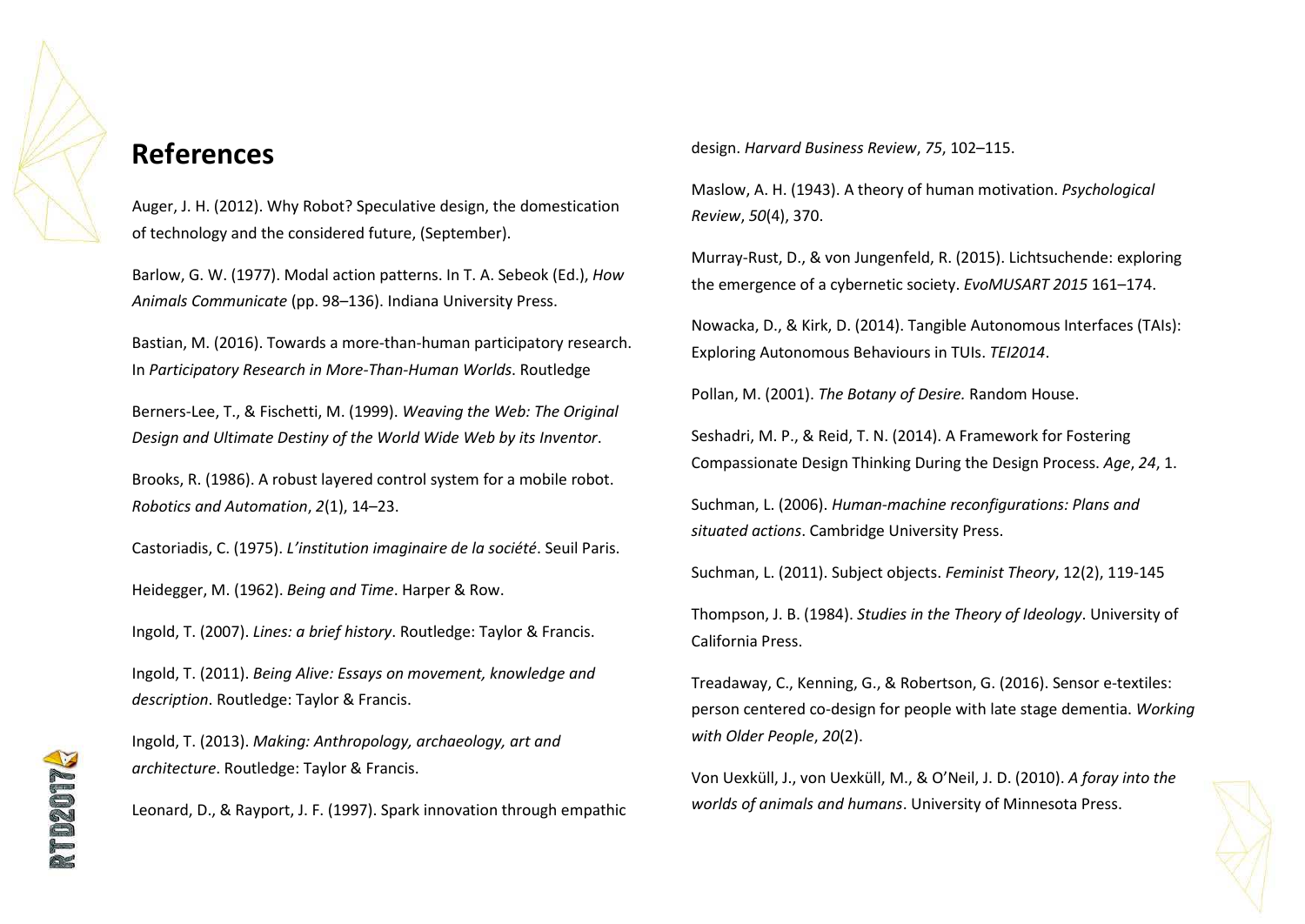## References

Auger, J. H. (2012). Why Robot? Speculative design, the domestication of technology and the considered future, (September).

Barlow, G. W. (1977). Modal action patterns. In T. A. Sebeok (Ed.), *How Animals Communicate* (pp. 98–136). Indiana University Press.

Bastian, M. (2016). Towards a more-than-human participatory research. In *Participatory Research in More-Than-Human Worlds*. Routledge

Berners-Lee, T., & Fischetti, M. (1999). *Weaving the Web: The Original Design and Ultimate Destiny of the World Wide Web by its Inventor*.

Brooks, R. (1986). A robust layered control system for a mobile robot. *Robotics and Automation*, *2*(1), 14–23.

Castoriadis, C. (1975). *L'institution imaginaire de la société*. Seuil Paris.

Heidegger, M. (1962). *Being and Time*. Harper & Row.

Ingold, T. (2007). *Lines: a brief history*. Routledge: Taylor & Francis.

Ingold, T. (2011). *Being Alive: Essays on movement, knowledge and description*. Routledge: Taylor & Francis.

Ingold, T. (2013). *Making: Anthropology, archaeology, art and architecture*. Routledge: Taylor & Francis.

Leonard, D., & Rayport, J. F. (1997). Spark innovation through empathic design. *Harvard Business Review*, *75*, 102–115.

Maslow, A. H. (1943). A theory of human motivation. *Psychological Review*, *50*(4), 370.

Murray-Rust, D., & von Jungenfeld, R. (2015). Lichtsuchende: exploring the emergence of a cybernetic society. *EvoMUSART 2015* 161–174.

Nowacka, D., & Kirk, D. (2014). Tangible Autonomous Interfaces (TAIs): Exploring Autonomous Behaviours in TUIs. *TEI2014*.

Pollan, M. (2001). *The Botany of Desire.* Random House.

Seshadri, M. P., & Reid, T. N. (2014). A Framework for Fostering Compassionate Design Thinking During the Design Process. *Age*, *24*, 1.

Suchman, L. (2006). *Human-machine reconfigurations: Plans and situated actions*. Cambridge University Press.

Suchman, L. (2011). Subject objects. *Feminist Theory*, 12(2), 119-145

Thompson, J. B. (1984). *Studies in the Theory of Ideology*. University of California Press.

Treadaway, C., Kenning, G., & Robertson, G. (2016). Sensor e-textiles: person centered co-design for people with late stage dementia. *Working with Older People*, *20*(2).

Von Uexküll, J., von Uexküll, M., & O'Neil, J. D. (2010). *A foray into the worlds of animals and humans*. University of Minnesota Press.